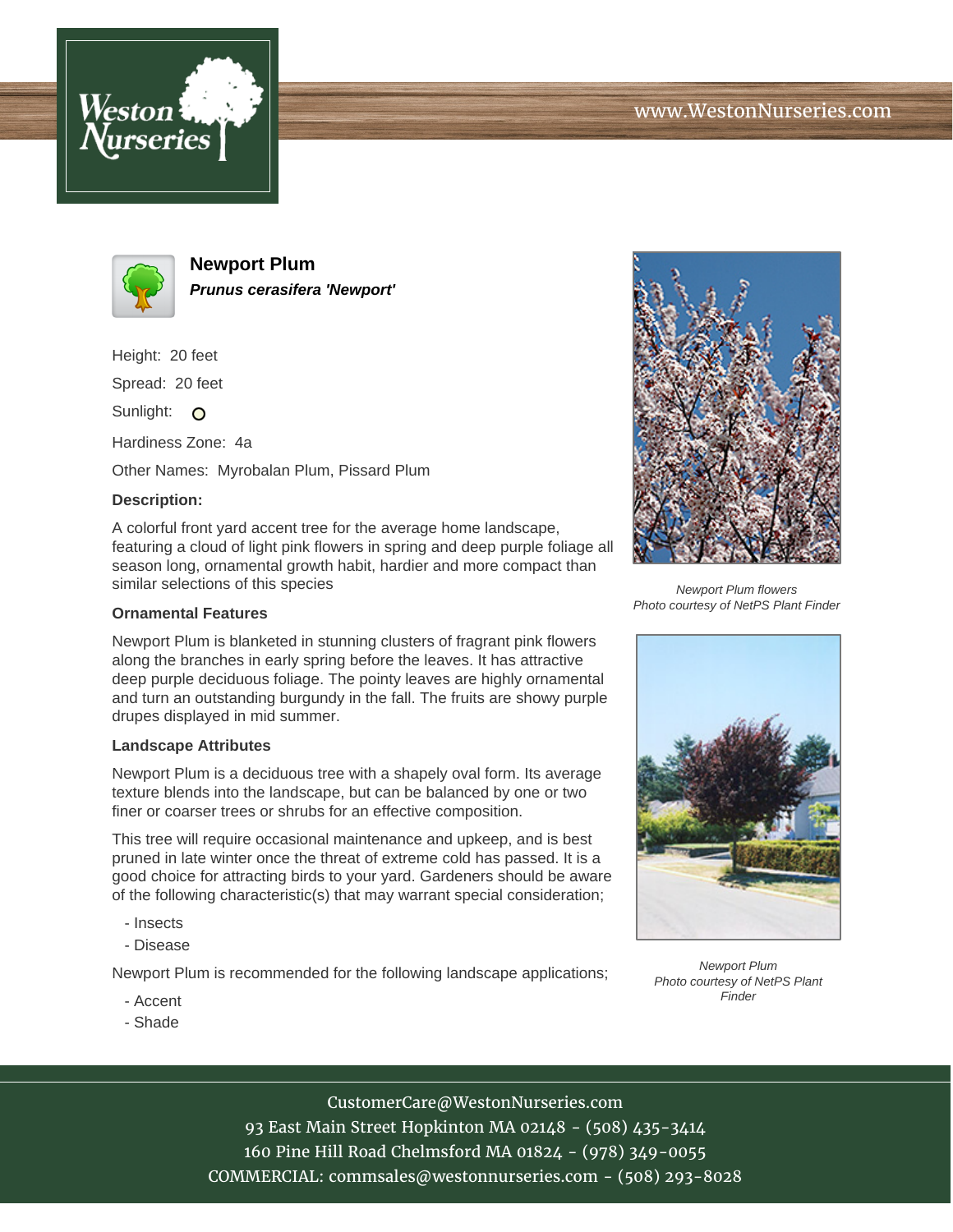# Newport Plum

***Prunus cerasifera 'Newport'***

Height: 20 feet

Spread: 20 feet

Sunlight:

Hardiness Zone: 4a

Other Names: Myrobalan Plum, Pissard Plum

**Description:**

A colorful front yard accent tree for the average home landscape, featuring a cloud of light pink flowers in spring and deep purple foliage all season long, ornamental growth habit, hardier and more compact than similar selections of this species

*Newport Plum flowers*
*Photo courtesy of NetPS Plant Finder*

### Ornamental Features

Newport Plum is blanketed in stunning clusters of fragrant pink flowers along the branches in early spring before the leaves. It has attractive deep purple deciduous foliage. The pointy leaves are highly ornamental and turn an outstanding burgundy in the fall. The fruits are showy purple drupes displayed in mid summer.

### Landscape Attributes

Newport Plum is a deciduous tree with a shapely oval form. Its average texture blends into the landscape, but can be balanced by one or two finer or coarser trees or shrubs for an effective composition.

This tree will require occasional maintenance and upkeep, and is best pruned in late winter once the threat of extreme cold has passed. It is a good choice for attracting birds to your yard. Gardeners should be aware of the following characteristic(s) that may warrant special consideration;

- Insects
- Disease

Newport Plum is recommended for the following landscape applications;

- Accent
- Shade

*Newport Plum*
*Photo courtesy of NetPS Plant Finder*

CustomerCare@WestonNurseries.com
93 East Main Street Hopkinton MA 02148 - (508) 435-3414
160 Pine Hill Road Chelmsford MA 01824 - (978) 349-0055
COMMERCIAL: commsales@westonnurseries.com - (508) 293-8028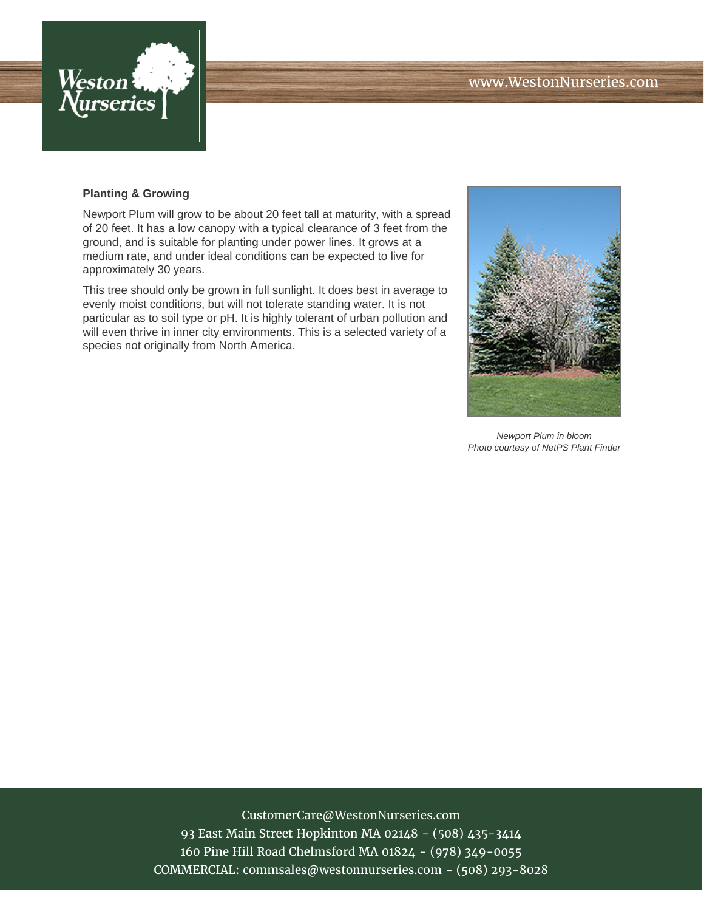**Planting & Growing**

Newport Plum will grow to be about 20 feet tall at maturity, with a spread of 20 feet. It has a low canopy with a typical clearance of 3 feet from the ground, and is suitable for planting under power lines. It grows at a medium rate, and under ideal conditions can be expected to live for approximately 30 years.

This tree should only be grown in full sunlight. It does best in average to evenly moist conditions, but will not tolerate standing water. It is not particular as to soil type or pH. It is highly tolerant of urban pollution and will even thrive in inner city environments. This is a selected variety of a species not originally from North America.

*Newport Plum in bloom*
*Photo courtesy of NetPS Plant Finder*

CustomerCare@WestonNurseries.com
93 East Main Street Hopkinton MA 02148 - (508) 435-3414
160 Pine Hill Road Chelmsford MA 01824 - (978) 349-0055
COMMERCIAL: commsales@westonnurseries.com - (508) 293-8028